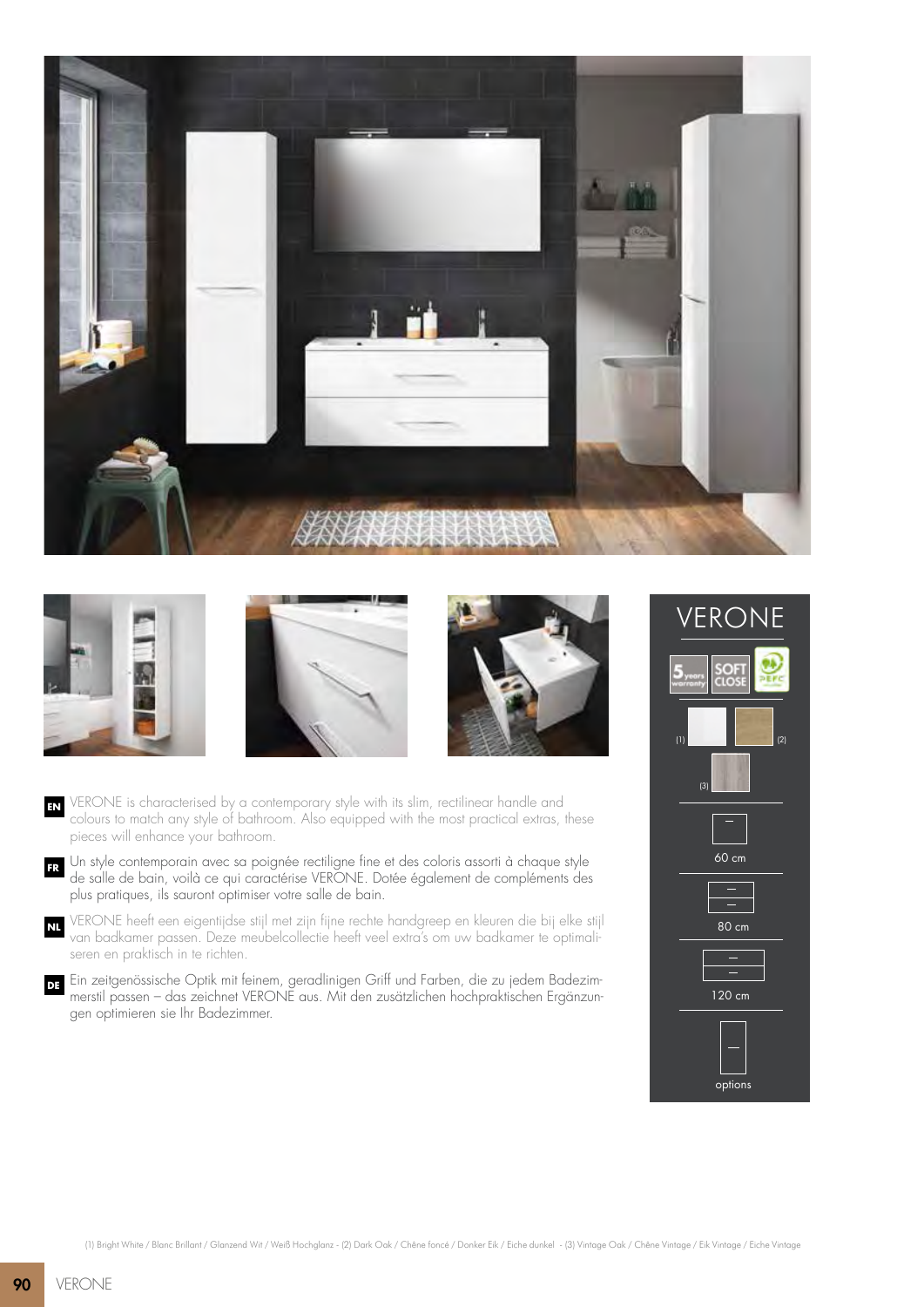EN VERONE is characterised by a contemporary style with its slim, rectilinear handle and colours to match any style of bathroom. Also equipped with the most practical extras, these pieces will enhance your bathroom.

FR Un style contemporain avec sa poignée rectiligne fine et des coloris assorti à chaque style de salle de bain, voilà ce qui caractérise VERONE. Dotée également de compléments des plus pratiques, ils sauront optimiser votre salle de bain.

NL VERONE heeft een eigentijdse stijl met zijn fijne rechte handgreep en kleuren die bij elke stijl van badkamer passen. Deze meubelcollectie heeft veel extra's om uw badkamer te optimaliseren en praktisch in te richten.

DE Ein zeitgenössische Optik mit feinem, geradlinigen Griff und Farben, die zu jedem Badezimmerstil passen – das zeichnet VERONE aus. Mit den zusätzlichen hochpraktischen Ergänzungen optimieren sie Ihr Badezimmer.

## VERONE

5 years warranty | SOFT CLOSE | PEFC

(1) (2)

(3)

60 cm

80 cm

120 cm

options

(1) Bright White / Blanc Brillant / Glanzend Wit / Weiß Hochglanz - (2) Dark Oak / Chêne foncé / Donker Eik / Eiche dunkel - (3) Vintage Oak / Chêne Vintage / Eik Vintage / Eiche Vintage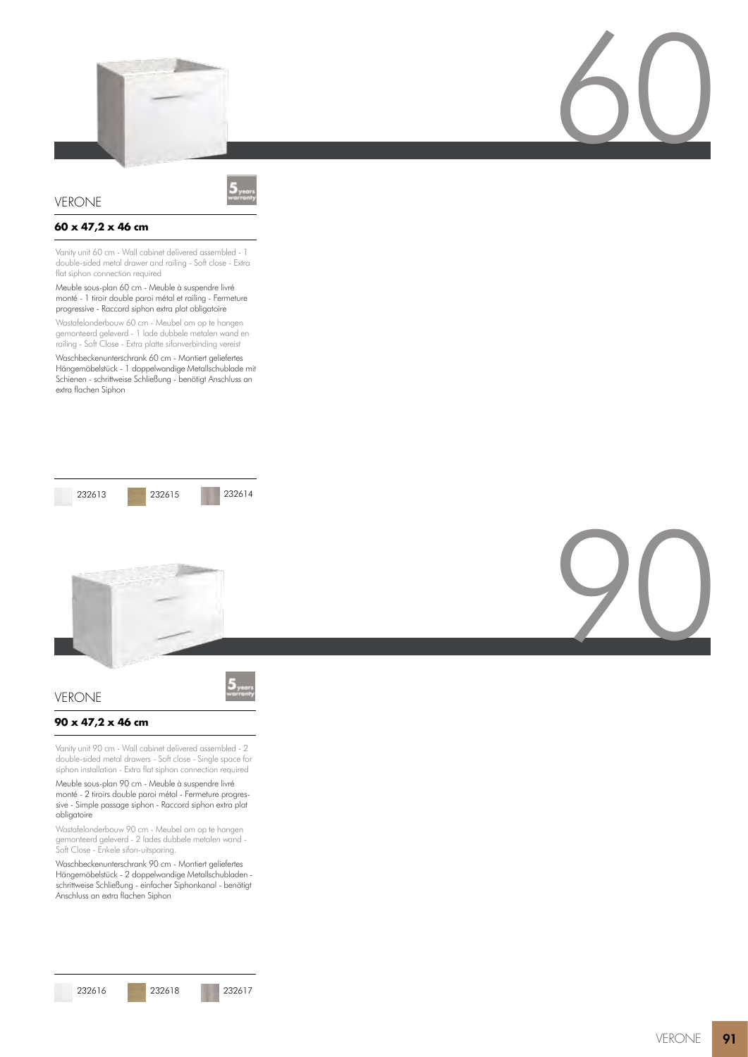# 60

## VERONE

5 years warranty

**60 x 47,2 x 46 cm**

Vanity unit 60 cm - Wall cabinet delivered assembled - 1 double-sided metal drawer and railing - Soft close - Extra flat siphon connection required

Meuble sous-plan 60 cm - Meuble à suspendre livré monté - 1 tiroir double paroi métal et railing - Fermeture progressive - Raccord siphon extra plat obligatoire

Wastafelonderbouw 60 cm - Meubel om op te hangen gemonteerd geleverd - 1 lade dubbele metalen wand en railing - Soft Close - Extra platte sifonverbinding vereist

Waschbeckenunterschrank 60 cm - Montiert geliefertes Hängemöbelstück - 1 doppelwandige Metallschublade mit Schienen - schrittweise Schließung - benötigt Anschluss an extra flachen Siphon

232613 232615 232614

# 90

## VERONE

5 years warranty

**90 x 47,2 x 46 cm**

Vanity unit 90 cm - Wall cabinet delivered assembled - 2 double-sided metal drawers - Soft close - Single space for siphon installation - Extra flat siphon connection required

Meuble sous-plan 90 cm - Meuble à suspendre livré monté - 2 tiroirs double paroi métal - Fermeture progressive - Simple passage siphon - Raccord siphon extra plat obligatoire

Wastafelonderbouw 90 cm - Meubel om op te hangen gemonteerd geleverd - 2 lades dubbele metalen wand - Soft Close - Enkele sifon-uitsparing.

Waschbeckenunterschrank 90 cm - Montiert geliefertes Hängemöbelstück - 2 doppelwandige Metallschubladen - schrittweise Schließung - einfacher Siphonkanal - benötigt Anschluss an extra flachen Siphon

232616 232618 232617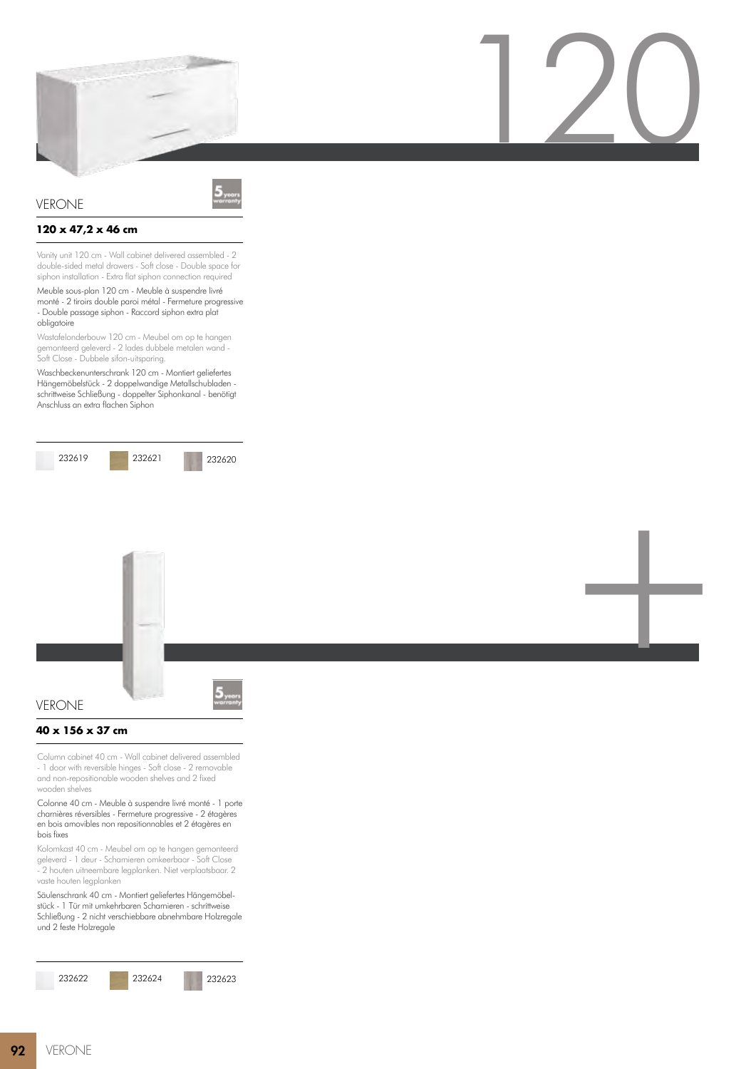# 120

## VERONE

**120 x 47,2 x 46 cm**

Vanity unit 120 cm - Wall cabinet delivered assembled - 2 double-sided metal drawers - Soft close - Double space for siphon installation - Extra flat siphon connection required

Meuble sous-plan 120 cm - Meuble à suspendre livré monté - 2 tiroirs double paroi métal - Fermeture progressive - Double passage siphon - Raccord siphon extra plat obligatoire

Wastafelonderbouw 120 cm - Meubel om op te hangen gemonteerd geleverd - 2 lades dubbele metalen wand - Soft Close - Dubbele sifon-uitsparing.

Waschbeckenunterschrank 120 cm - Montiert geliefertes Hängemöbelstück - 2 doppelwandige Metallschubladen - schrittweise Schließung - doppelter Siphonkanal - benötigt Anschluss an extra flachen Siphon

232619 232621 232620

# +

## VERONE

**40 x 156 x 37 cm**

Column cabinet 40 cm - Wall cabinet delivered assembled - 1 door with reversible hinges - Soft close - 2 removable and non-repositionable wooden shelves and 2 fixed wooden shelves

Colonne 40 cm - Meuble à suspendre livré monté - 1 porte charnières réversibles - Fermeture progressive - 2 étagères en bois amovibles non repositionnables et 2 étagères en bois fixes

Kolomkast 40 cm - Meubel om op te hangen gemonteerd geleverd - 1 deur - Scharnieren omkeerbaar - Soft Close - 2 houten uitneembare legplanken. Niet verplaatsbaar. 2 vaste houten legplanken

Säulenschrank 40 cm - Montiert geliefertes Hängemöbelstück - 1 Tür mit umkehrbaren Scharnieren - schrittweise Schließung - 2 nicht verschiebbare abnehmbare Holzregale und 2 feste Holzregale

232622 232624 232623